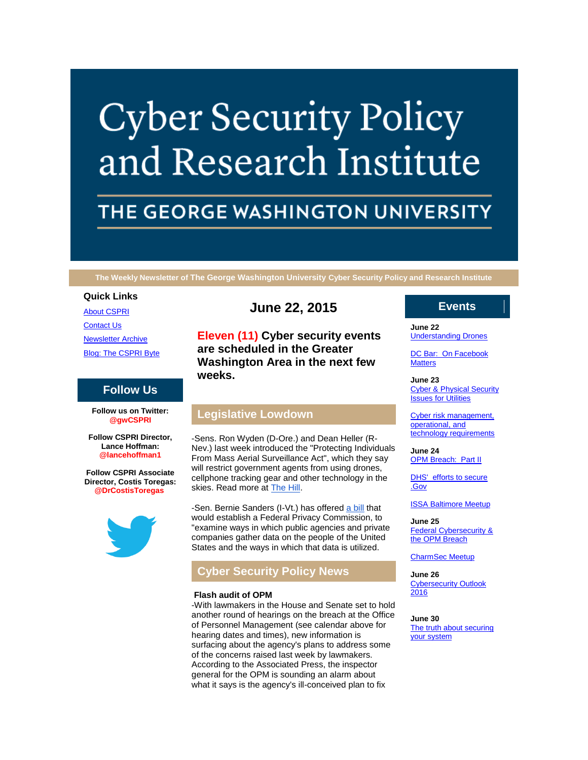# Cyber Security Policy and Research Institute

## THE GEORGE WASHINGTON UNIVERSITY

**The Weekly Newsletter of The George Washington University Cyber Security Policy and Research Institute**

### Quick Links

About CSPRI

Contact Us

Newsletter Archive

Blog: The CSPRI Byte

### Follow Us

**Follow us on Twitter: @gwCSPRI**

**Follow CSPRI Director, Lance Hoffman: @lancehoffman1**

**Follow CSPRI Associate Director, Costis Toregas: @DrCostisToregas**

## June 22, 2015

### Eleven (11) Cyber security events are scheduled in the Greater Washington Area in the next few weeks.

## Legislative Lowdown

-Sens. Ron Wyden (D-Ore.) and Dean Heller (R-Nev.) last week introduced the "Protecting Individuals From Mass Aerial Surveillance Act", which they say will restrict government agents from using drones, cellphone tracking gear and other technology in the skies. Read more at The Hill.

-Sen. Bernie Sanders (I-Vt.) has offered a bill that would establish a Federal Privacy Commission, to "examine ways in which public agencies and private companies gather data on the people of the United States and the ways in which that data is utilized.

## Cyber Security Policy News

**Flash audit of OPM**

-With lawmakers in the House and Senate set to hold another round of hearings on the breach at the Office of Personnel Management (see calendar above for hearing dates and times), new information is surfacing about the agency's plans to address some of the concerns raised last week by lawmakers. According to the Associated Press, the inspector general for the OPM is sounding an alarm about what it says is the agency's ill-conceived plan to fix

## Events

**June 22**

Understanding Drones

DC Bar: On Facebook Matters

**June 23**

Cyber & Physical Security Issues for Utilities

Cyber risk management, operational, and technology requirements

**June 24**

OPM Breach: Part II

DHS' efforts to secure .Gov

ISSA Baltimore Meetup

**June 25**

Federal Cybersecurity & the OPM Breach

CharmSec Meetup

**June 26**

Cybersecurity Outlook 2016

**June 30**

The truth about securing your system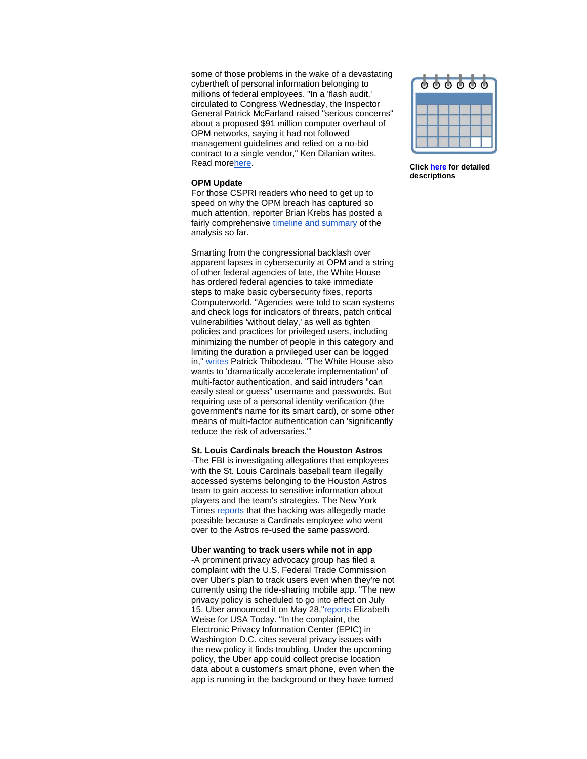some of those problems in the wake of a devastating cybertheft of personal information belonging to millions of federal employees. "In a 'flash audit,' circulated to Congress Wednesday, the Inspector General Patrick McFarland raised "serious concerns" about a proposed $91 million computer overhaul of OPM networks, saying it had not followed management guidelines and relied on a no-bid contract to a single vendor," Ken Dilanian writes. Read morehere.

**OPM Update**

For those CSPRI readers who need to get up to speed on why the OPM breach has captured so much attention, reporter Brian Krebs has posted a fairly comprehensive timeline and summary of the analysis so far.

Smarting from the congressional backlash over apparent lapses in cybersecurity at OPM and a string of other federal agencies of late, the White House has ordered federal agencies to take immediate steps to make basic cybersecurity fixes, reports Computerworld. "Agencies were told to scan systems and check logs for indicators of threats, patch critical vulnerabilities 'without delay,' as well as tighten policies and practices for privileged users, including minimizing the number of people in this category and limiting the duration a privileged user can be logged in," writes Patrick Thibodeau. "The White House also wants to 'dramatically accelerate implementation' of multi-factor authentication, and said intruders "can easily steal or guess" username and passwords. But requiring use of a personal identity verification (the government's name for its smart card), or some other means of multi-factor authentication can 'significantly reduce the risk of adversaries.'"

**St. Louis Cardinals breach the Houston Astros**

-The FBI is investigating allegations that employees with the St. Louis Cardinals baseball team illegally accessed systems belonging to the Houston Astros team to gain access to sensitive information about players and the team's strategies. The New York Times reports that the hacking was allegedly made possible because a Cardinals employee who went over to the Astros re-used the same password.

**Uber wanting to track users while not in app**

-A prominent privacy advocacy group has filed a complaint with the U.S. Federal Trade Commission over Uber's plan to track users even when they're not currently using the ride-sharing mobile app. "The new privacy policy is scheduled to go into effect on July 15. Uber announced it on May 28,"reports Elizabeth Weise for USA Today. "In the complaint, the Electronic Privacy Information Center (EPIC) in Washington D.C. cites several privacy issues with the new policy it finds troubling. Under the upcoming policy, the Uber app could collect precise location data about a customer's smart phone, even when the app is running in the background or they have turned

**Click here for detailed descriptions**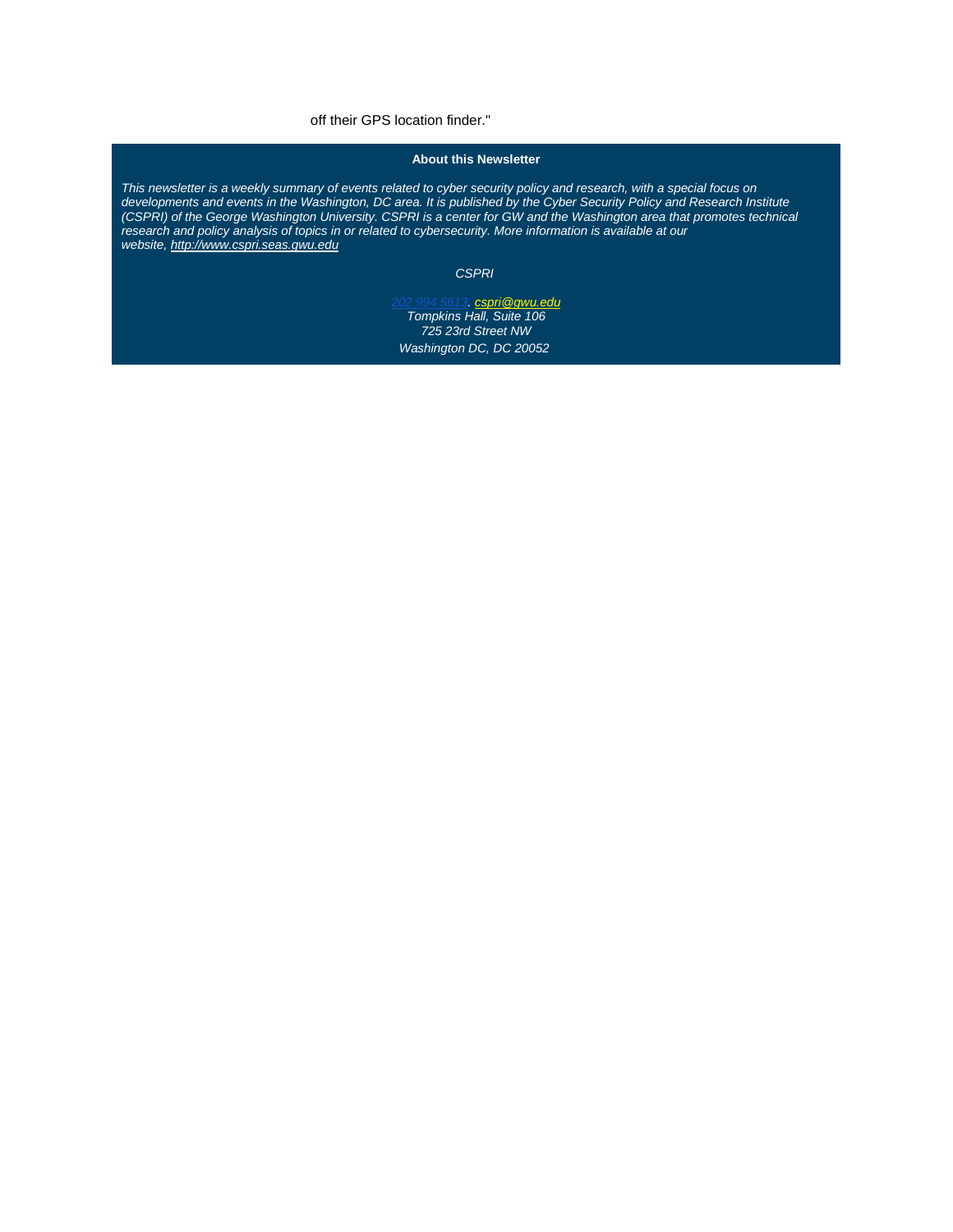off their GPS location finder."

**About this Newsletter**

*This newsletter is a weekly summary of events related to cyber security policy and research, with a special focus on developments and events in the Washington, DC area. It is published by the Cyber Security Policy and Research Institute (CSPRI) of the George Washington University. CSPRI is a center for GW and the Washington area that promotes technical research and policy analysis of topics in or related to cybersecurity. More information is available at our website, [http://www.cspri.seas.gwu.edu](http://www.cspri.seas.gwu.edu)*

*CSPRI*

*202 994 5613, cspri@gwu.edu*
*Tompkins Hall, Suite 106*
*725 23rd Street NW*
*Washington DC, DC 20052*